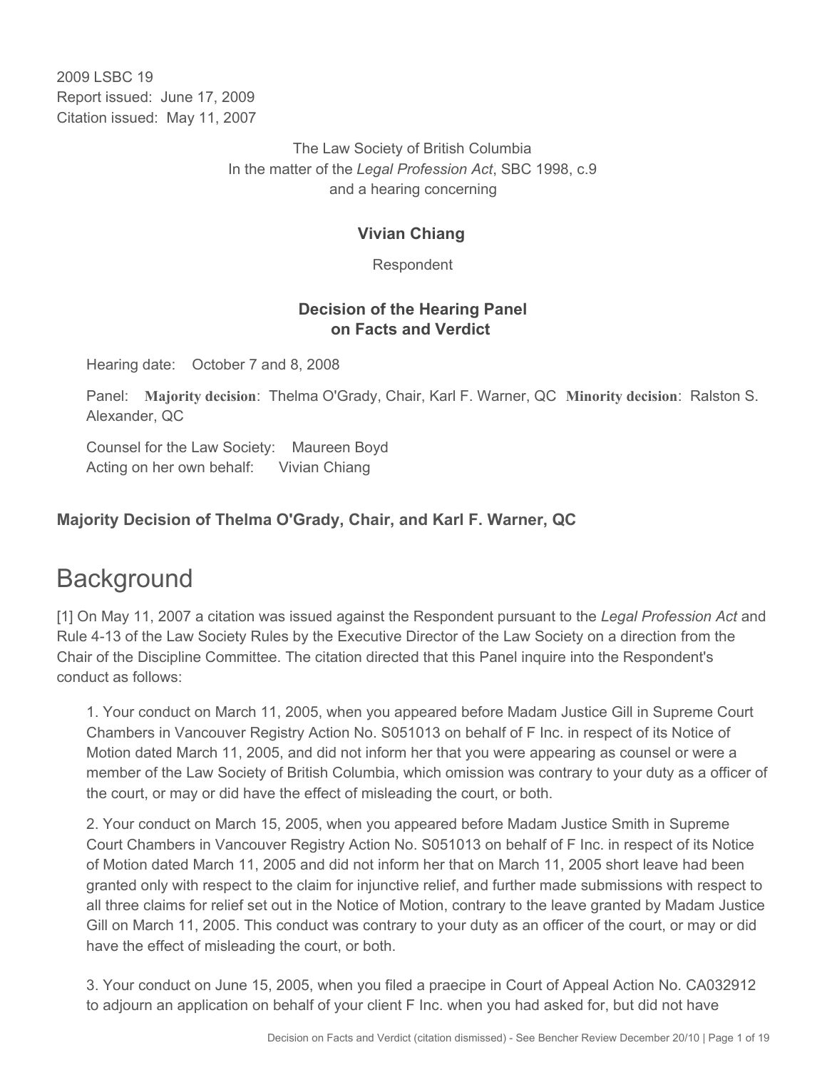2009 LSBC 19
Report issued: June 17, 2009
Citation issued: May 11, 2007

The Law Society of British Columbia
In the matter of the *Legal Profession Act*, SBC 1998, c.9
and a hearing concerning

**Vivian Chiang**

Respondent

**Decision of the Hearing Panel on Facts and Verdict**

Hearing date: October 7 and 8, 2008

Panel: **Majority decision**: Thelma O'Grady, Chair, Karl F. Warner, QC **Minority decision**: Ralston S. Alexander, QC

Counsel for the Law Society: Maureen Boyd
Acting on her own behalf: Vivian Chiang

## Majority Decision of Thelma O'Grady, Chair, and Karl F. Warner, QC

# Background

[1] On May 11, 2007 a citation was issued against the Respondent pursuant to the *Legal Profession Act* and Rule 4-13 of the Law Society Rules by the Executive Director of the Law Society on a direction from the Chair of the Discipline Committee. The citation directed that this Panel inquire into the Respondent's conduct as follows:

1. Your conduct on March 11, 2005, when you appeared before Madam Justice Gill in Supreme Court Chambers in Vancouver Registry Action No. S051013 on behalf of F Inc. in respect of its Notice of Motion dated March 11, 2005, and did not inform her that you were appearing as counsel or were a member of the Law Society of British Columbia, which omission was contrary to your duty as a officer of the court, or may or did have the effect of misleading the court, or both.

2. Your conduct on March 15, 2005, when you appeared before Madam Justice Smith in Supreme Court Chambers in Vancouver Registry Action No. S051013 on behalf of F Inc. in respect of its Notice of Motion dated March 11, 2005 and did not inform her that on March 11, 2005 short leave had been granted only with respect to the claim for injunctive relief, and further made submissions with respect to all three claims for relief set out in the Notice of Motion, contrary to the leave granted by Madam Justice Gill on March 11, 2005. This conduct was contrary to your duty as an officer of the court, or may or did have the effect of misleading the court, or both.

3. Your conduct on June 15, 2005, when you filed a praecipe in Court of Appeal Action No. CA032912 to adjourn an application on behalf of your client F Inc. when you had asked for, but did not have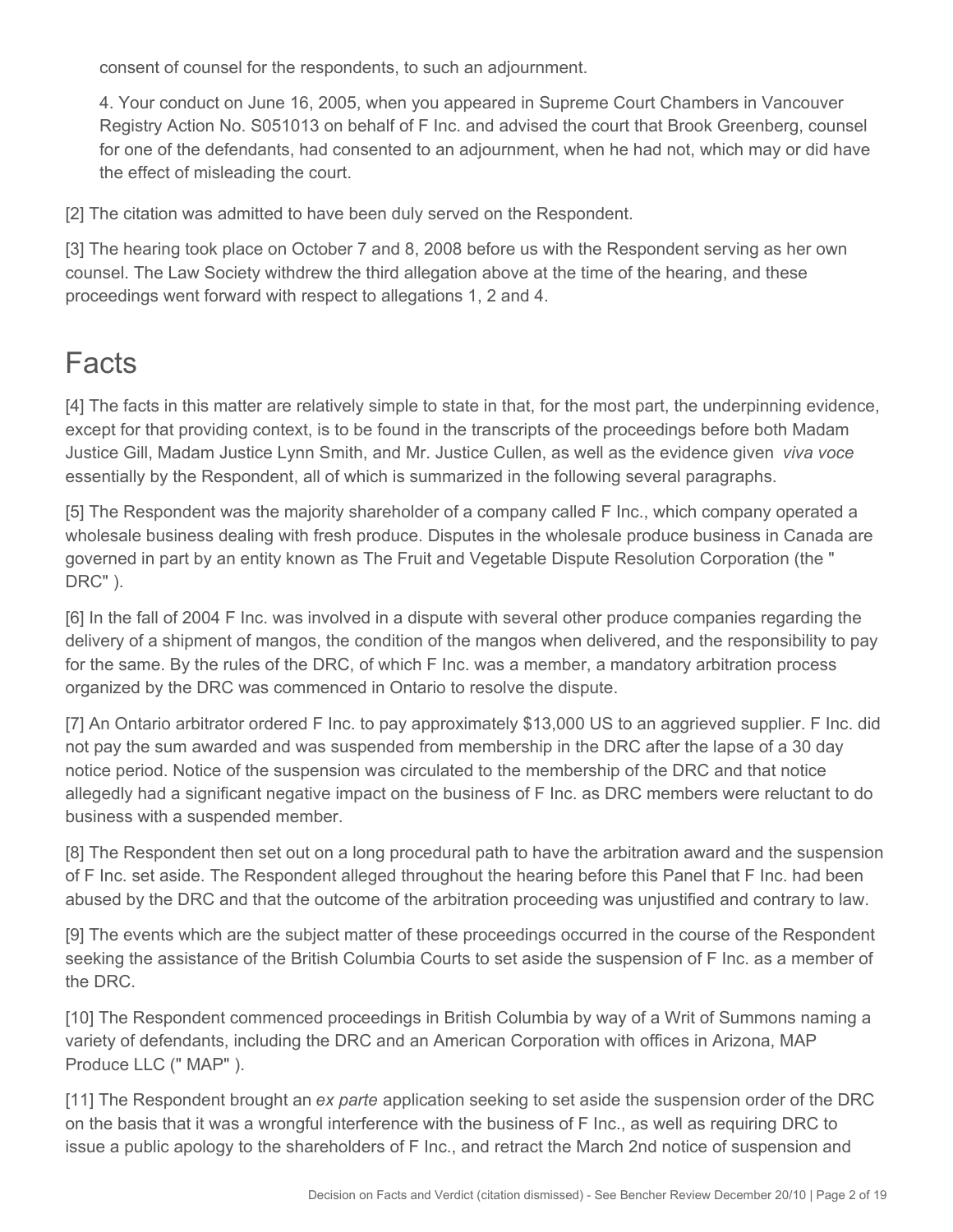consent of counsel for the respondents, to such an adjournment.

4. Your conduct on June 16, 2005, when you appeared in Supreme Court Chambers in Vancouver Registry Action No. S051013 on behalf of F Inc. and advised the court that Brook Greenberg, counsel for one of the defendants, had consented to an adjournment, when he had not, which may or did have the effect of misleading the court.

[2] The citation was admitted to have been duly served on the Respondent.

[3] The hearing took place on October 7 and 8, 2008 before us with the Respondent serving as her own counsel. The Law Society withdrew the third allegation above at the time of the hearing, and these proceedings went forward with respect to allegations 1, 2 and 4.

# Facts

[4] The facts in this matter are relatively simple to state in that, for the most part, the underpinning evidence, except for that providing context, is to be found in the transcripts of the proceedings before both Madam Justice Gill, Madam Justice Lynn Smith, and Mr. Justice Cullen, as well as the evidence given *viva voce* essentially by the Respondent, all of which is summarized in the following several paragraphs.

[5] The Respondent was the majority shareholder of a company called F Inc., which company operated a wholesale business dealing with fresh produce. Disputes in the wholesale produce business in Canada are governed in part by an entity known as The Fruit and Vegetable Dispute Resolution Corporation (the " DRC" ).

[6] In the fall of 2004 F Inc. was involved in a dispute with several other produce companies regarding the delivery of a shipment of mangos, the condition of the mangos when delivered, and the responsibility to pay for the same. By the rules of the DRC, of which F Inc. was a member, a mandatory arbitration process organized by the DRC was commenced in Ontario to resolve the dispute.

[7] An Ontario arbitrator ordered F Inc. to pay approximately $13,000 US to an aggrieved supplier. F Inc. did not pay the sum awarded and was suspended from membership in the DRC after the lapse of a 30 day notice period. Notice of the suspension was circulated to the membership of the DRC and that notice allegedly had a significant negative impact on the business of F Inc. as DRC members were reluctant to do business with a suspended member.

[8] The Respondent then set out on a long procedural path to have the arbitration award and the suspension of F Inc. set aside. The Respondent alleged throughout the hearing before this Panel that F Inc. had been abused by the DRC and that the outcome of the arbitration proceeding was unjustified and contrary to law.

[9] The events which are the subject matter of these proceedings occurred in the course of the Respondent seeking the assistance of the British Columbia Courts to set aside the suspension of F Inc. as a member of the DRC.

[10] The Respondent commenced proceedings in British Columbia by way of a Writ of Summons naming a variety of defendants, including the DRC and an American Corporation with offices in Arizona, MAP Produce LLC (" MAP" ).

[11] The Respondent brought an *ex parte* application seeking to set aside the suspension order of the DRC on the basis that it was a wrongful interference with the business of F Inc., as well as requiring DRC to issue a public apology to the shareholders of F Inc., and retract the March 2nd notice of suspension and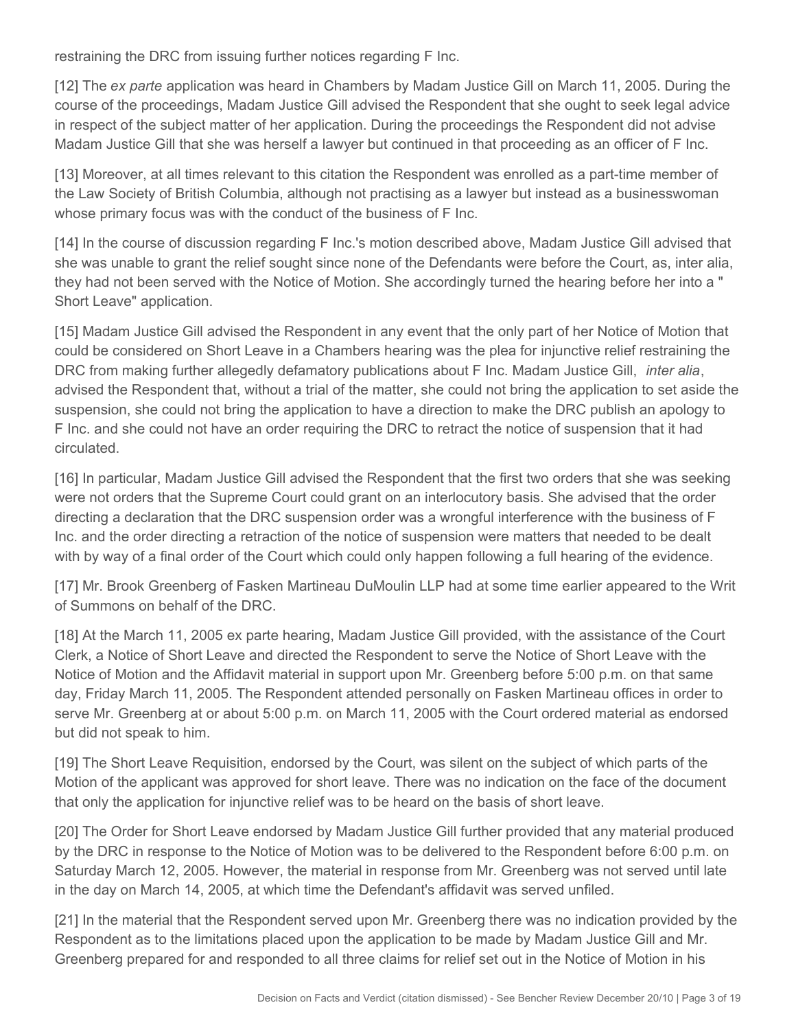restraining the DRC from issuing further notices regarding F Inc.

[12] The *ex parte* application was heard in Chambers by Madam Justice Gill on March 11, 2005. During the course of the proceedings, Madam Justice Gill advised the Respondent that she ought to seek legal advice in respect of the subject matter of her application. During the proceedings the Respondent did not advise Madam Justice Gill that she was herself a lawyer but continued in that proceeding as an officer of F Inc.

[13] Moreover, at all times relevant to this citation the Respondent was enrolled as a part-time member of the Law Society of British Columbia, although not practising as a lawyer but instead as a businesswoman whose primary focus was with the conduct of the business of F Inc.

[14] In the course of discussion regarding F Inc.'s motion described above, Madam Justice Gill advised that she was unable to grant the relief sought since none of the Defendants were before the Court, as, inter alia, they had not been served with the Notice of Motion. She accordingly turned the hearing before her into a " Short Leave" application.

[15] Madam Justice Gill advised the Respondent in any event that the only part of her Notice of Motion that could be considered on Short Leave in a Chambers hearing was the plea for injunctive relief restraining the DRC from making further allegedly defamatory publications about F Inc. Madam Justice Gill, *inter alia*, advised the Respondent that, without a trial of the matter, she could not bring the application to set aside the suspension, she could not bring the application to have a direction to make the DRC publish an apology to F Inc. and she could not have an order requiring the DRC to retract the notice of suspension that it had circulated.

[16] In particular, Madam Justice Gill advised the Respondent that the first two orders that she was seeking were not orders that the Supreme Court could grant on an interlocutory basis. She advised that the order directing a declaration that the DRC suspension order was a wrongful interference with the business of F Inc. and the order directing a retraction of the notice of suspension were matters that needed to be dealt with by way of a final order of the Court which could only happen following a full hearing of the evidence.

[17] Mr. Brook Greenberg of Fasken Martineau DuMoulin LLP had at some time earlier appeared to the Writ of Summons on behalf of the DRC.

[18] At the March 11, 2005 ex parte hearing, Madam Justice Gill provided, with the assistance of the Court Clerk, a Notice of Short Leave and directed the Respondent to serve the Notice of Short Leave with the Notice of Motion and the Affidavit material in support upon Mr. Greenberg before 5:00 p.m. on that same day, Friday March 11, 2005. The Respondent attended personally on Fasken Martineau offices in order to serve Mr. Greenberg at or about 5:00 p.m. on March 11, 2005 with the Court ordered material as endorsed but did not speak to him.

[19] The Short Leave Requisition, endorsed by the Court, was silent on the subject of which parts of the Motion of the applicant was approved for short leave. There was no indication on the face of the document that only the application for injunctive relief was to be heard on the basis of short leave.

[20] The Order for Short Leave endorsed by Madam Justice Gill further provided that any material produced by the DRC in response to the Notice of Motion was to be delivered to the Respondent before 6:00 p.m. on Saturday March 12, 2005. However, the material in response from Mr. Greenberg was not served until late in the day on March 14, 2005, at which time the Defendant's affidavit was served unfiled.

[21] In the material that the Respondent served upon Mr. Greenberg there was no indication provided by the Respondent as to the limitations placed upon the application to be made by Madam Justice Gill and Mr. Greenberg prepared for and responded to all three claims for relief set out in the Notice of Motion in his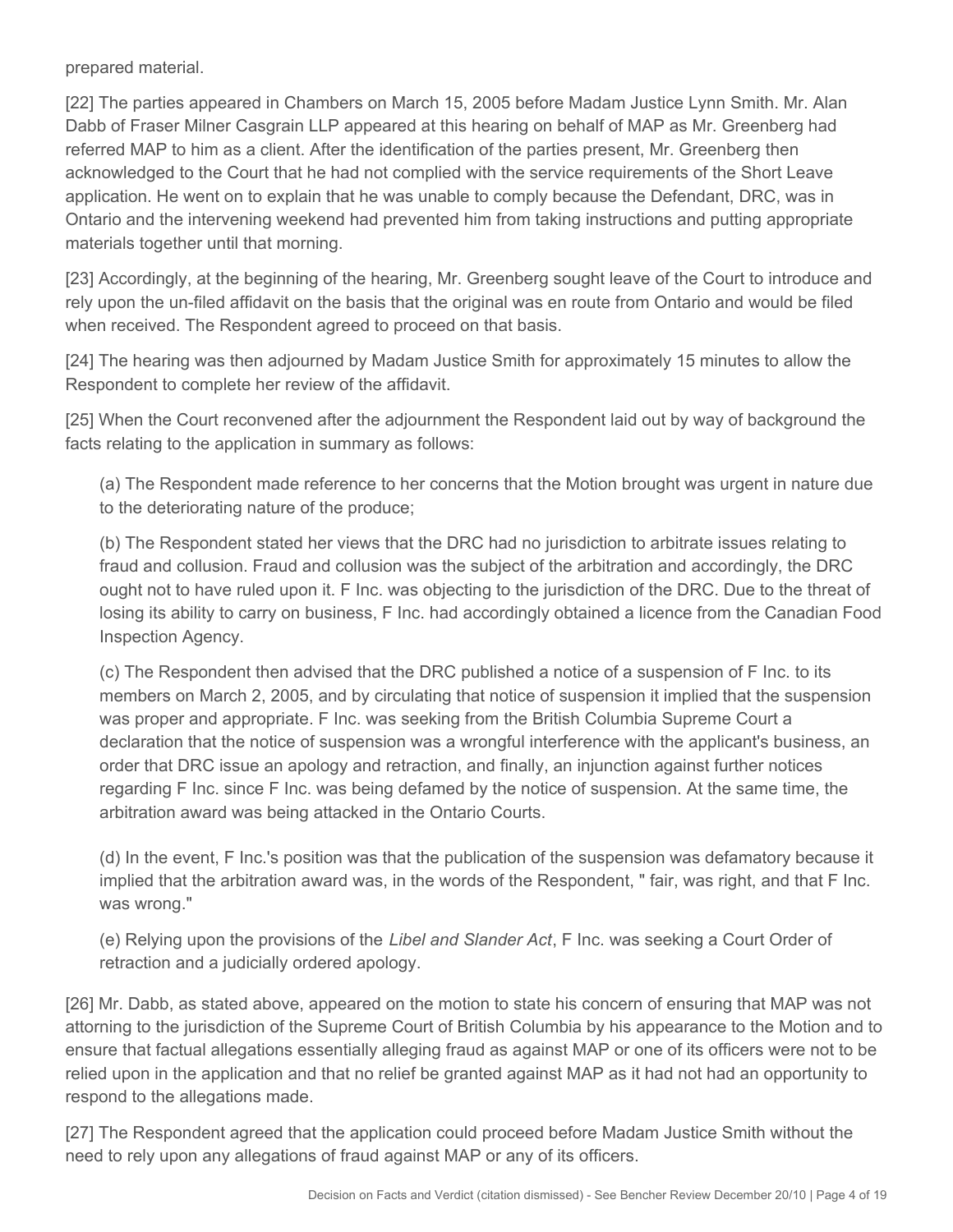prepared material.

[22] The parties appeared in Chambers on March 15, 2005 before Madam Justice Lynn Smith. Mr. Alan Dabb of Fraser Milner Casgrain LLP appeared at this hearing on behalf of MAP as Mr. Greenberg had referred MAP to him as a client. After the identification of the parties present, Mr. Greenberg then acknowledged to the Court that he had not complied with the service requirements of the Short Leave application. He went on to explain that he was unable to comply because the Defendant, DRC, was in Ontario and the intervening weekend had prevented him from taking instructions and putting appropriate materials together until that morning.

[23] Accordingly, at the beginning of the hearing, Mr. Greenberg sought leave of the Court to introduce and rely upon the un-filed affidavit on the basis that the original was en route from Ontario and would be filed when received. The Respondent agreed to proceed on that basis.

[24] The hearing was then adjourned by Madam Justice Smith for approximately 15 minutes to allow the Respondent to complete her review of the affidavit.

[25] When the Court reconvened after the adjournment the Respondent laid out by way of background the facts relating to the application in summary as follows:

(a) The Respondent made reference to her concerns that the Motion brought was urgent in nature due to the deteriorating nature of the produce;

(b) The Respondent stated her views that the DRC had no jurisdiction to arbitrate issues relating to fraud and collusion. Fraud and collusion was the subject of the arbitration and accordingly, the DRC ought not to have ruled upon it. F Inc. was objecting to the jurisdiction of the DRC. Due to the threat of losing its ability to carry on business, F Inc. had accordingly obtained a licence from the Canadian Food Inspection Agency.

(c) The Respondent then advised that the DRC published a notice of a suspension of F Inc. to its members on March 2, 2005, and by circulating that notice of suspension it implied that the suspension was proper and appropriate. F Inc. was seeking from the British Columbia Supreme Court a declaration that the notice of suspension was a wrongful interference with the applicant's business, an order that DRC issue an apology and retraction, and finally, an injunction against further notices regarding F Inc. since F Inc. was being defamed by the notice of suspension. At the same time, the arbitration award was being attacked in the Ontario Courts.

(d) In the event, F Inc.'s position was that the publication of the suspension was defamatory because it implied that the arbitration award was, in the words of the Respondent, " fair, was right, and that F Inc. was wrong."

(e) Relying upon the provisions of the *Libel and Slander Act*, F Inc. was seeking a Court Order of retraction and a judicially ordered apology.

[26] Mr. Dabb, as stated above, appeared on the motion to state his concern of ensuring that MAP was not attorning to the jurisdiction of the Supreme Court of British Columbia by his appearance to the Motion and to ensure that factual allegations essentially alleging fraud as against MAP or one of its officers were not to be relied upon in the application and that no relief be granted against MAP as it had not had an opportunity to respond to the allegations made.

[27] The Respondent agreed that the application could proceed before Madam Justice Smith without the need to rely upon any allegations of fraud against MAP or any of its officers.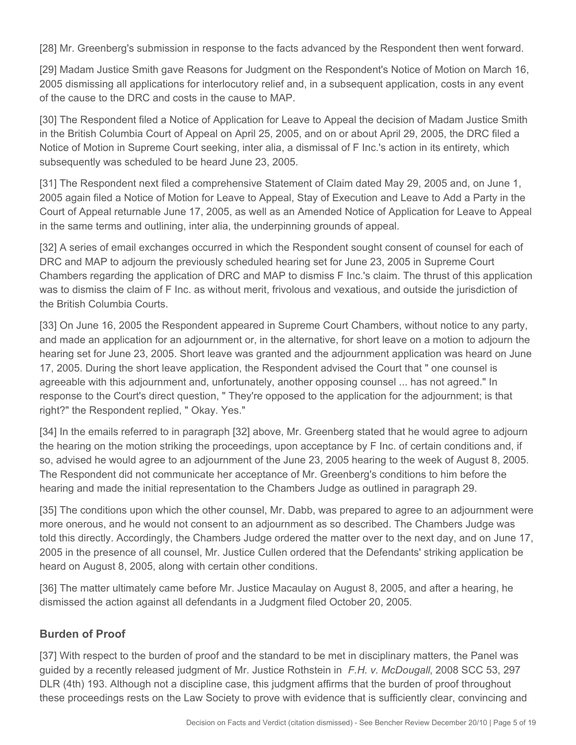[28] Mr. Greenberg's submission in response to the facts advanced by the Respondent then went forward.

[29] Madam Justice Smith gave Reasons for Judgment on the Respondent's Notice of Motion on March 16, 2005 dismissing all applications for interlocutory relief and, in a subsequent application, costs in any event of the cause to the DRC and costs in the cause to MAP.

[30] The Respondent filed a Notice of Application for Leave to Appeal the decision of Madam Justice Smith in the British Columbia Court of Appeal on April 25, 2005, and on or about April 29, 2005, the DRC filed a Notice of Motion in Supreme Court seeking, inter alia, a dismissal of F Inc.'s action in its entirety, which subsequently was scheduled to be heard June 23, 2005.

[31] The Respondent next filed a comprehensive Statement of Claim dated May 29, 2005 and, on June 1, 2005 again filed a Notice of Motion for Leave to Appeal, Stay of Execution and Leave to Add a Party in the Court of Appeal returnable June 17, 2005, as well as an Amended Notice of Application for Leave to Appeal in the same terms and outlining, inter alia, the underpinning grounds of appeal.

[32] A series of email exchanges occurred in which the Respondent sought consent of counsel for each of DRC and MAP to adjourn the previously scheduled hearing set for June 23, 2005 in Supreme Court Chambers regarding the application of DRC and MAP to dismiss F Inc.'s claim. The thrust of this application was to dismiss the claim of F Inc. as without merit, frivolous and vexatious, and outside the jurisdiction of the British Columbia Courts.

[33] On June 16, 2005 the Respondent appeared in Supreme Court Chambers, without notice to any party, and made an application for an adjournment or, in the alternative, for short leave on a motion to adjourn the hearing set for June 23, 2005. Short leave was granted and the adjournment application was heard on June 17, 2005. During the short leave application, the Respondent advised the Court that " one counsel is agreeable with this adjournment and, unfortunately, another opposing counsel ... has not agreed." In response to the Court's direct question, " They're opposed to the application for the adjournment; is that right?" the Respondent replied, " Okay. Yes."

[34] In the emails referred to in paragraph [32] above, Mr. Greenberg stated that he would agree to adjourn the hearing on the motion striking the proceedings, upon acceptance by F Inc. of certain conditions and, if so, advised he would agree to an adjournment of the June 23, 2005 hearing to the week of August 8, 2005. The Respondent did not communicate her acceptance of Mr. Greenberg's conditions to him before the hearing and made the initial representation to the Chambers Judge as outlined in paragraph 29.

[35] The conditions upon which the other counsel, Mr. Dabb, was prepared to agree to an adjournment were more onerous, and he would not consent to an adjournment as so described. The Chambers Judge was told this directly. Accordingly, the Chambers Judge ordered the matter over to the next day, and on June 17, 2005 in the presence of all counsel, Mr. Justice Cullen ordered that the Defendants' striking application be heard on August 8, 2005, along with certain other conditions.

[36] The matter ultimately came before Mr. Justice Macaulay on August 8, 2005, and after a hearing, he dismissed the action against all defendants in a Judgment filed October 20, 2005.

## Burden of Proof

[37] With respect to the burden of proof and the standard to be met in disciplinary matters, the Panel was guided by a recently released judgment of Mr. Justice Rothstein in *F.H. v. McDougall*, 2008 SCC 53, 297 DLR (4th) 193. Although not a discipline case, this judgment affirms that the burden of proof throughout these proceedings rests on the Law Society to prove with evidence that is sufficiently clear, convincing and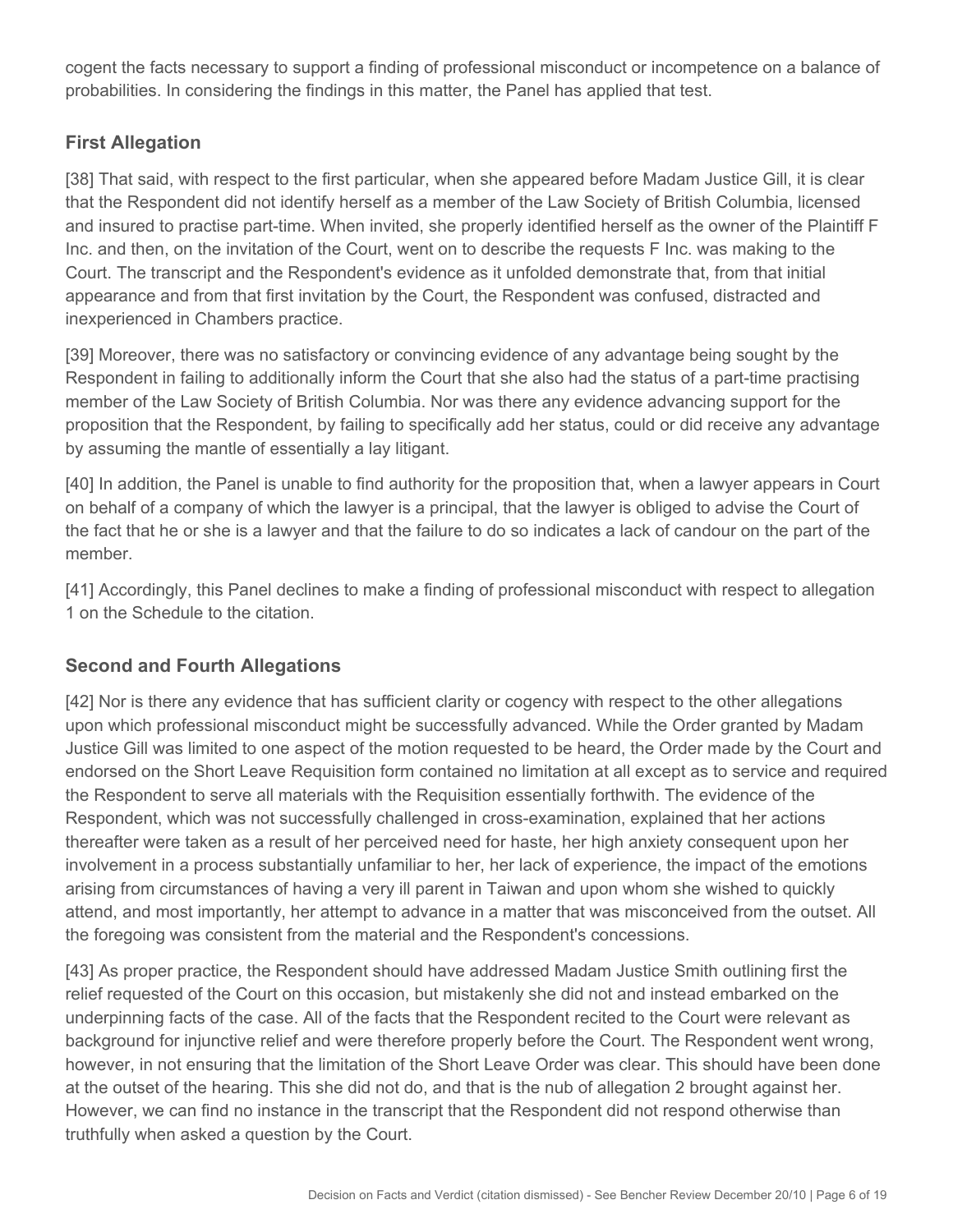cogent the facts necessary to support a finding of professional misconduct or incompetence on a balance of probabilities. In considering the findings in this matter, the Panel has applied that test.

## First Allegation

[38] That said, with respect to the first particular, when she appeared before Madam Justice Gill, it is clear that the Respondent did not identify herself as a member of the Law Society of British Columbia, licensed and insured to practise part-time. When invited, she properly identified herself as the owner of the Plaintiff F Inc. and then, on the invitation of the Court, went on to describe the requests F Inc. was making to the Court. The transcript and the Respondent's evidence as it unfolded demonstrate that, from that initial appearance and from that first invitation by the Court, the Respondent was confused, distracted and inexperienced in Chambers practice.

[39] Moreover, there was no satisfactory or convincing evidence of any advantage being sought by the Respondent in failing to additionally inform the Court that she also had the status of a part-time practising member of the Law Society of British Columbia. Nor was there any evidence advancing support for the proposition that the Respondent, by failing to specifically add her status, could or did receive any advantage by assuming the mantle of essentially a lay litigant.

[40] In addition, the Panel is unable to find authority for the proposition that, when a lawyer appears in Court on behalf of a company of which the lawyer is a principal, that the lawyer is obliged to advise the Court of the fact that he or she is a lawyer and that the failure to do so indicates a lack of candour on the part of the member.

[41] Accordingly, this Panel declines to make a finding of professional misconduct with respect to allegation 1 on the Schedule to the citation.

## Second and Fourth Allegations

[42] Nor is there any evidence that has sufficient clarity or cogency with respect to the other allegations upon which professional misconduct might be successfully advanced. While the Order granted by Madam Justice Gill was limited to one aspect of the motion requested to be heard, the Order made by the Court and endorsed on the Short Leave Requisition form contained no limitation at all except as to service and required the Respondent to serve all materials with the Requisition essentially forthwith. The evidence of the Respondent, which was not successfully challenged in cross-examination, explained that her actions thereafter were taken as a result of her perceived need for haste, her high anxiety consequent upon her involvement in a process substantially unfamiliar to her, her lack of experience, the impact of the emotions arising from circumstances of having a very ill parent in Taiwan and upon whom she wished to quickly attend, and most importantly, her attempt to advance in a matter that was misconceived from the outset. All the foregoing was consistent from the material and the Respondent's concessions.

[43] As proper practice, the Respondent should have addressed Madam Justice Smith outlining first the relief requested of the Court on this occasion, but mistakenly she did not and instead embarked on the underpinning facts of the case. All of the facts that the Respondent recited to the Court were relevant as background for injunctive relief and were therefore properly before the Court. The Respondent went wrong, however, in not ensuring that the limitation of the Short Leave Order was clear. This should have been done at the outset of the hearing. This she did not do, and that is the nub of allegation 2 brought against her. However, we can find no instance in the transcript that the Respondent did not respond otherwise than truthfully when asked a question by the Court.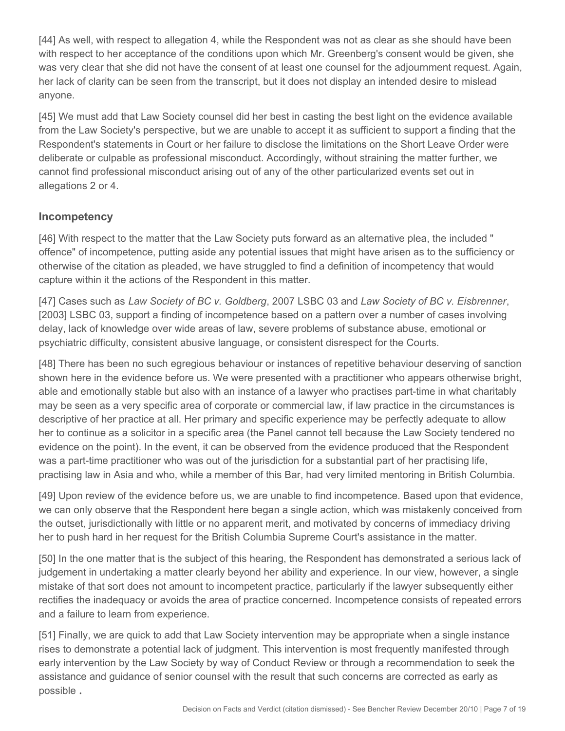[44] As well, with respect to allegation 4, while the Respondent was not as clear as she should have been with respect to her acceptance of the conditions upon which Mr. Greenberg's consent would be given, she was very clear that she did not have the consent of at least one counsel for the adjournment request. Again, her lack of clarity can be seen from the transcript, but it does not display an intended desire to mislead anyone.

[45] We must add that Law Society counsel did her best in casting the best light on the evidence available from the Law Society's perspective, but we are unable to accept it as sufficient to support a finding that the Respondent's statements in Court or her failure to disclose the limitations on the Short Leave Order were deliberate or culpable as professional misconduct. Accordingly, without straining the matter further, we cannot find professional misconduct arising out of any of the other particularized events set out in allegations 2 or 4.

## Incompetency

[46] With respect to the matter that the Law Society puts forward as an alternative plea, the included " offence" of incompetence, putting aside any potential issues that might have arisen as to the sufficiency or otherwise of the citation as pleaded, we have struggled to find a definition of incompetency that would capture within it the actions of the Respondent in this matter.

[47] Cases such as *Law Society of BC v. Goldberg*, 2007 LSBC 03 and *Law Society of BC v. Eisbrenner*, [2003] LSBC 03, support a finding of incompetence based on a pattern over a number of cases involving delay, lack of knowledge over wide areas of law, severe problems of substance abuse, emotional or psychiatric difficulty, consistent abusive language, or consistent disrespect for the Courts.

[48] There has been no such egregious behaviour or instances of repetitive behaviour deserving of sanction shown here in the evidence before us. We were presented with a practitioner who appears otherwise bright, able and emotionally stable but also with an instance of a lawyer who practises part-time in what charitably may be seen as a very specific area of corporate or commercial law, if law practice in the circumstances is descriptive of her practice at all. Her primary and specific experience may be perfectly adequate to allow her to continue as a solicitor in a specific area (the Panel cannot tell because the Law Society tendered no evidence on the point). In the event, it can be observed from the evidence produced that the Respondent was a part-time practitioner who was out of the jurisdiction for a substantial part of her practising life, practising law in Asia and who, while a member of this Bar, had very limited mentoring in British Columbia.

[49] Upon review of the evidence before us, we are unable to find incompetence. Based upon that evidence, we can only observe that the Respondent here began a single action, which was mistakenly conceived from the outset, jurisdictionally with little or no apparent merit, and motivated by concerns of immediacy driving her to push hard in her request for the British Columbia Supreme Court's assistance in the matter.

[50] In the one matter that is the subject of this hearing, the Respondent has demonstrated a serious lack of judgement in undertaking a matter clearly beyond her ability and experience. In our view, however, a single mistake of that sort does not amount to incompetent practice, particularly if the lawyer subsequently either rectifies the inadequacy or avoids the area of practice concerned. Incompetence consists of repeated errors and a failure to learn from experience.

[51] Finally, we are quick to add that Law Society intervention may be appropriate when a single instance rises to demonstrate a potential lack of judgment. This intervention is most frequently manifested through early intervention by the Law Society by way of Conduct Review or through a recommendation to seek the assistance and guidance of senior counsel with the result that such concerns are corrected as early as possible **.**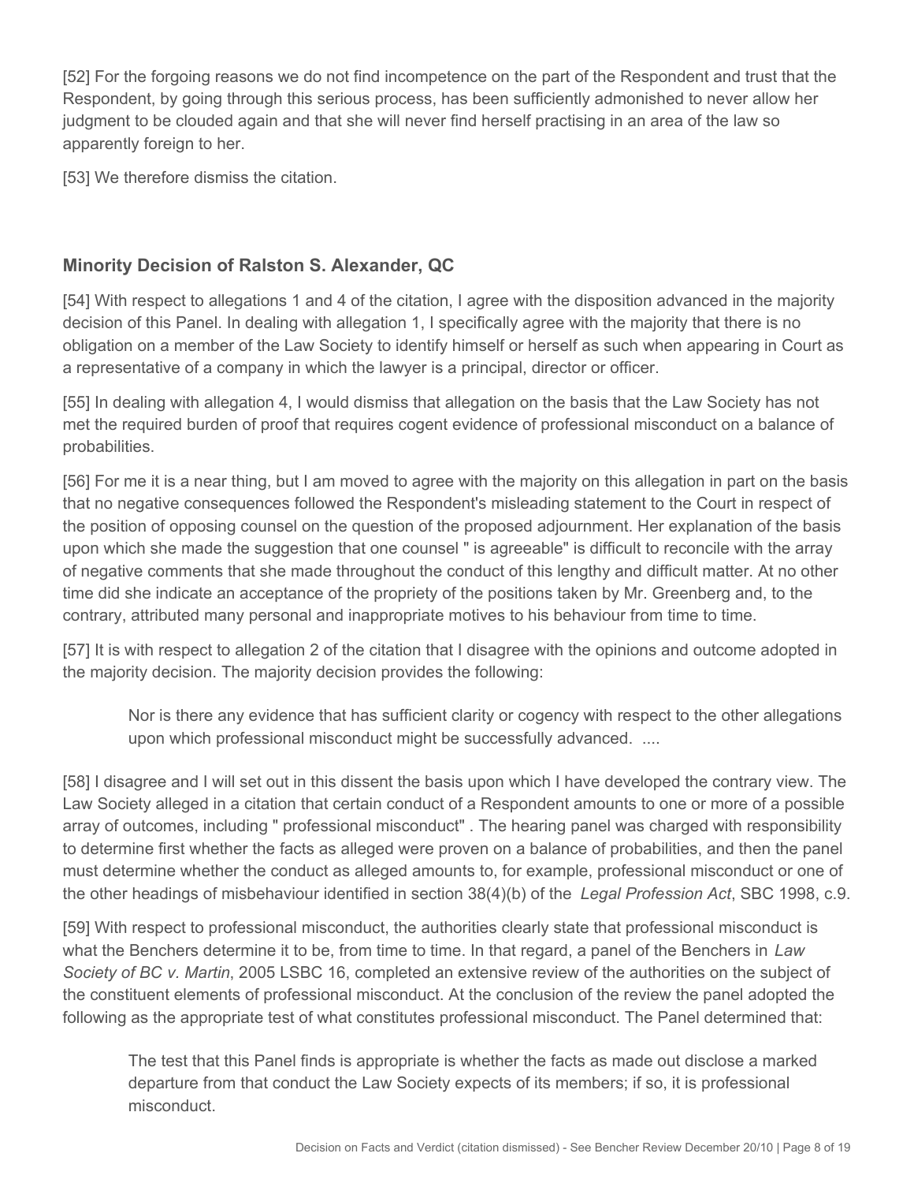[52] For the forgoing reasons we do not find incompetence on the part of the Respondent and trust that the Respondent, by going through this serious process, has been sufficiently admonished to never allow her judgment to be clouded again and that she will never find herself practising in an area of the law so apparently foreign to her.

[53] We therefore dismiss the citation.

## Minority Decision of Ralston S. Alexander, QC

[54] With respect to allegations 1 and 4 of the citation, I agree with the disposition advanced in the majority decision of this Panel. In dealing with allegation 1, I specifically agree with the majority that there is no obligation on a member of the Law Society to identify himself or herself as such when appearing in Court as a representative of a company in which the lawyer is a principal, director or officer.

[55] In dealing with allegation 4, I would dismiss that allegation on the basis that the Law Society has not met the required burden of proof that requires cogent evidence of professional misconduct on a balance of probabilities.

[56] For me it is a near thing, but I am moved to agree with the majority on this allegation in part on the basis that no negative consequences followed the Respondent's misleading statement to the Court in respect of the position of opposing counsel on the question of the proposed adjournment. Her explanation of the basis upon which she made the suggestion that one counsel " is agreeable" is difficult to reconcile with the array of negative comments that she made throughout the conduct of this lengthy and difficult matter. At no other time did she indicate an acceptance of the propriety of the positions taken by Mr. Greenberg and, to the contrary, attributed many personal and inappropriate motives to his behaviour from time to time.

[57] It is with respect to allegation 2 of the citation that I disagree with the opinions and outcome adopted in the majority decision. The majority decision provides the following:

> Nor is there any evidence that has sufficient clarity or cogency with respect to the other allegations upon which professional misconduct might be successfully advanced. ....

[58] I disagree and I will set out in this dissent the basis upon which I have developed the contrary view. The Law Society alleged in a citation that certain conduct of a Respondent amounts to one or more of a possible array of outcomes, including " professional misconduct" . The hearing panel was charged with responsibility to determine first whether the facts as alleged were proven on a balance of probabilities, and then the panel must determine whether the conduct as alleged amounts to, for example, professional misconduct or one of the other headings of misbehaviour identified in section 38(4)(b) of the *Legal Profession Act*, SBC 1998, c.9.

[59] With respect to professional misconduct, the authorities clearly state that professional misconduct is what the Benchers determine it to be, from time to time. In that regard, a panel of the Benchers in *Law Society of BC v. Martin*, 2005 LSBC 16, completed an extensive review of the authorities on the subject of the constituent elements of professional misconduct. At the conclusion of the review the panel adopted the following as the appropriate test of what constitutes professional misconduct. The Panel determined that:

> The test that this Panel finds is appropriate is whether the facts as made out disclose a marked departure from that conduct the Law Society expects of its members; if so, it is professional misconduct.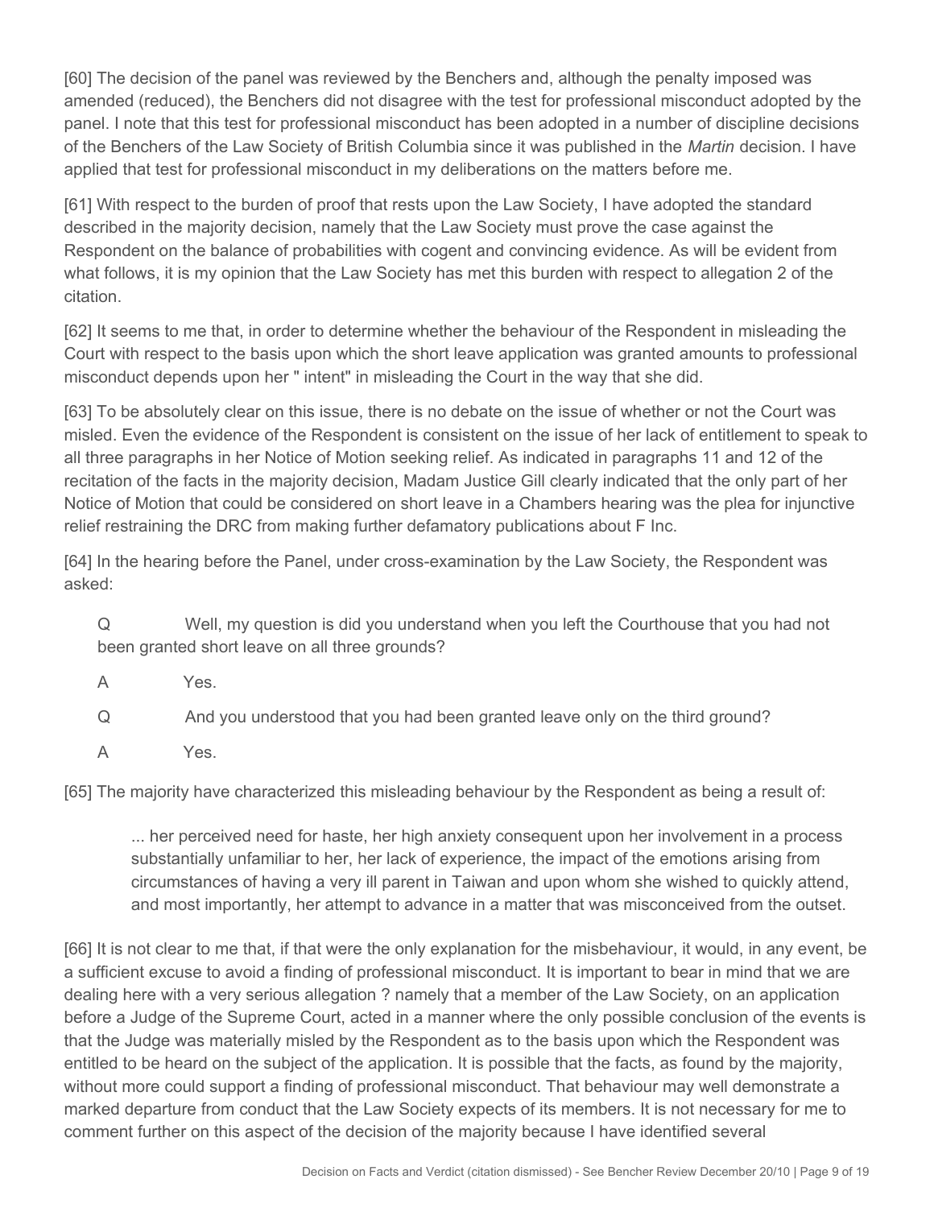[60] The decision of the panel was reviewed by the Benchers and, although the penalty imposed was amended (reduced), the Benchers did not disagree with the test for professional misconduct adopted by the panel. I note that this test for professional misconduct has been adopted in a number of discipline decisions of the Benchers of the Law Society of British Columbia since it was published in the *Martin* decision. I have applied that test for professional misconduct in my deliberations on the matters before me.

[61] With respect to the burden of proof that rests upon the Law Society, I have adopted the standard described in the majority decision, namely that the Law Society must prove the case against the Respondent on the balance of probabilities with cogent and convincing evidence. As will be evident from what follows, it is my opinion that the Law Society has met this burden with respect to allegation 2 of the citation.

[62] It seems to me that, in order to determine whether the behaviour of the Respondent in misleading the Court with respect to the basis upon which the short leave application was granted amounts to professional misconduct depends upon her " intent" in misleading the Court in the way that she did.

[63] To be absolutely clear on this issue, there is no debate on the issue of whether or not the Court was misled. Even the evidence of the Respondent is consistent on the issue of her lack of entitlement to speak to all three paragraphs in her Notice of Motion seeking relief. As indicated in paragraphs 11 and 12 of the recitation of the facts in the majority decision, Madam Justice Gill clearly indicated that the only part of her Notice of Motion that could be considered on short leave in a Chambers hearing was the plea for injunctive relief restraining the DRC from making further defamatory publications about F Inc.

[64] In the hearing before the Panel, under cross-examination by the Law Society, the Respondent was asked:

> Q Well, my question is did you understand when you left the Courthouse that you had not been granted short leave on all three grounds?
>
> A Yes.
>
> Q And you understood that you had been granted leave only on the third ground?
>
> A Yes.

[65] The majority have characterized this misleading behaviour by the Respondent as being a result of:

> ... her perceived need for haste, her high anxiety consequent upon her involvement in a process substantially unfamiliar to her, her lack of experience, the impact of the emotions arising from circumstances of having a very ill parent in Taiwan and upon whom she wished to quickly attend, and most importantly, her attempt to advance in a matter that was misconceived from the outset.

[66] It is not clear to me that, if that were the only explanation for the misbehaviour, it would, in any event, be a sufficient excuse to avoid a finding of professional misconduct. It is important to bear in mind that we are dealing here with a very serious allegation ? namely that a member of the Law Society, on an application before a Judge of the Supreme Court, acted in a manner where the only possible conclusion of the events is that the Judge was materially misled by the Respondent as to the basis upon which the Respondent was entitled to be heard on the subject of the application. It is possible that the facts, as found by the majority, without more could support a finding of professional misconduct. That behaviour may well demonstrate a marked departure from conduct that the Law Society expects of its members. It is not necessary for me to comment further on this aspect of the decision of the majority because I have identified several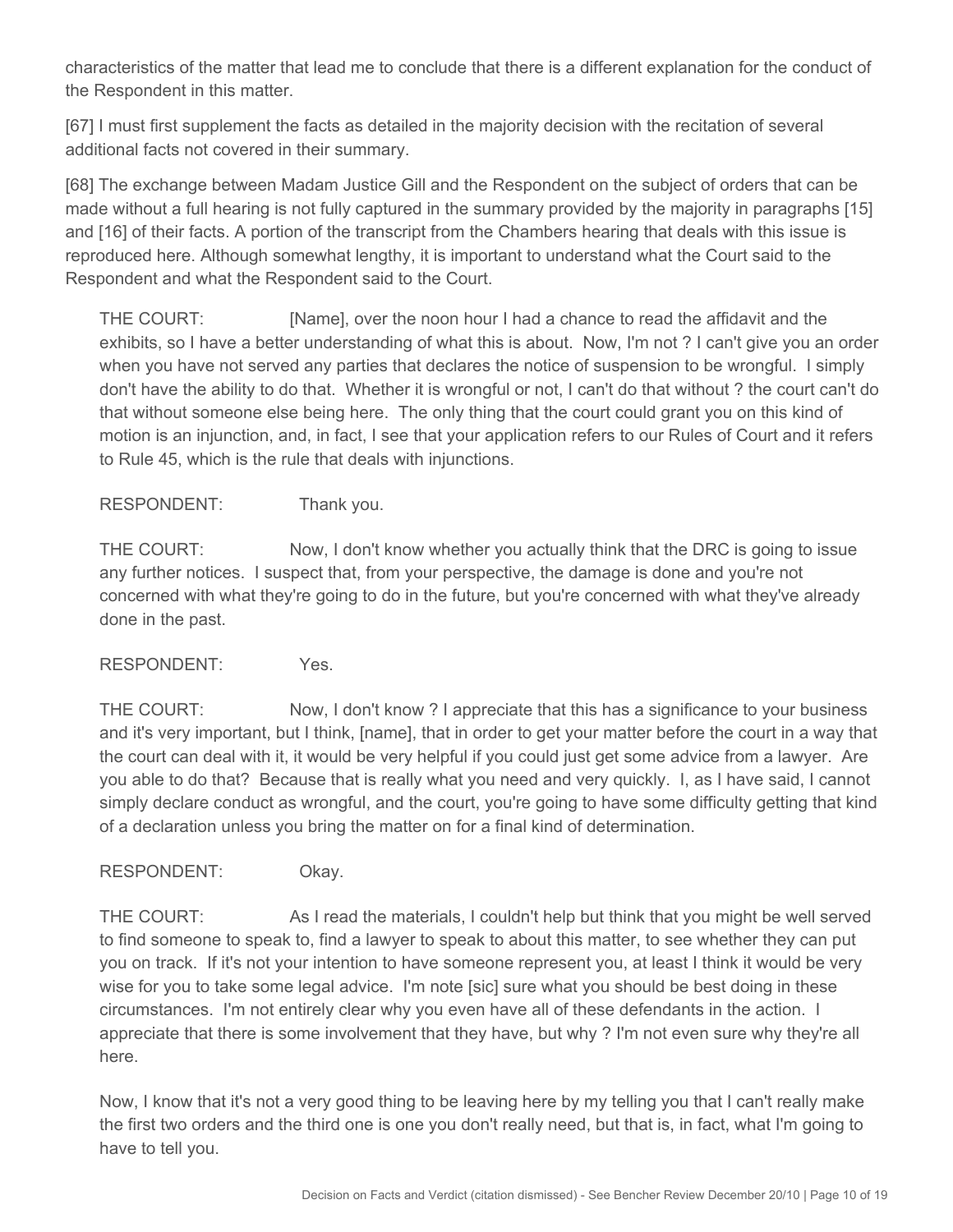characteristics of the matter that lead me to conclude that there is a different explanation for the conduct of the Respondent in this matter.

[67] I must first supplement the facts as detailed in the majority decision with the recitation of several additional facts not covered in their summary.

[68] The exchange between Madam Justice Gill and the Respondent on the subject of orders that can be made without a full hearing is not fully captured in the summary provided by the majority in paragraphs [15] and [16] of their facts. A portion of the transcript from the Chambers hearing that deals with this issue is reproduced here. Although somewhat lengthy, it is important to understand what the Court said to the Respondent and what the Respondent said to the Court.

> THE COURT: [Name], over the noon hour I had a chance to read the affidavit and the exhibits, so I have a better understanding of what this is about. Now, I'm not ? I can't give you an order when you have not served any parties that declares the notice of suspension to be wrongful. I simply don't have the ability to do that. Whether it is wrongful or not, I can't do that without ? the court can't do that without someone else being here. The only thing that the court could grant you on this kind of motion is an injunction, and, in fact, I see that your application refers to our Rules of Court and it refers to Rule 45, which is the rule that deals with injunctions.
>
> RESPONDENT: Thank you.
>
> THE COURT: Now, I don't know whether you actually think that the DRC is going to issue any further notices. I suspect that, from your perspective, the damage is done and you're not concerned with what they're going to do in the future, but you're concerned with what they've already done in the past.
>
> RESPONDENT: Yes.
>
> THE COURT: Now, I don't know ? I appreciate that this has a significance to your business and it's very important, but I think, [name], that in order to get your matter before the court in a way that the court can deal with it, it would be very helpful if you could just get some advice from a lawyer. Are you able to do that? Because that is really what you need and very quickly. I, as I have said, I cannot simply declare conduct as wrongful, and the court, you're going to have some difficulty getting that kind of a declaration unless you bring the matter on for a final kind of determination.
>
> RESPONDENT: Okay.
>
> THE COURT: As I read the materials, I couldn't help but think that you might be well served to find someone to speak to, find a lawyer to speak to about this matter, to see whether they can put you on track. If it's not your intention to have someone represent you, at least I think it would be very wise for you to take some legal advice. I'm note [sic] sure what you should be best doing in these circumstances. I'm not entirely clear why you even have all of these defendants in the action. I appreciate that there is some involvement that they have, but why ? I'm not even sure why they're all here.
>
> Now, I know that it's not a very good thing to be leaving here by my telling you that I can't really make the first two orders and the third one is one you don't really need, but that is, in fact, what I'm going to have to tell you.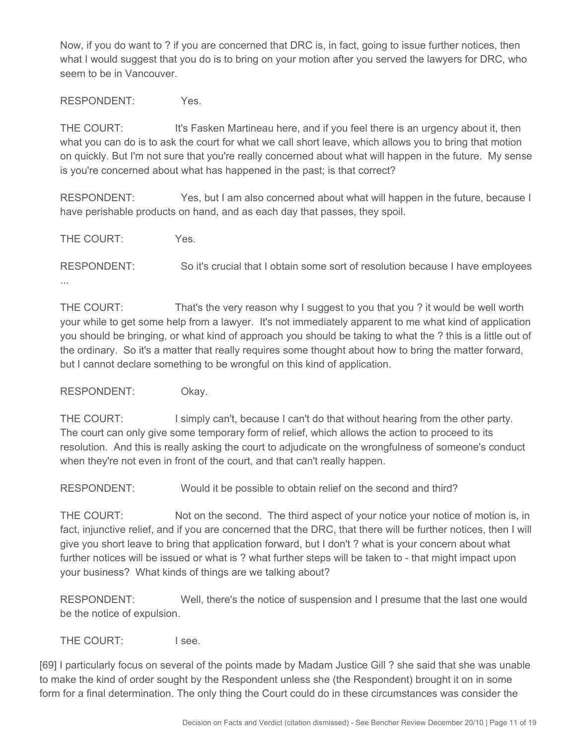Now, if you do want to ? if you are concerned that DRC is, in fact, going to issue further notices, then what I would suggest that you do is to bring on your motion after you served the lawyers for DRC, who seem to be in Vancouver.

RESPONDENT: Yes.

THE COURT: It's Fasken Martineau here, and if you feel there is an urgency about it, then what you can do is to ask the court for what we call short leave, which allows you to bring that motion on quickly. But I'm not sure that you're really concerned about what will happen in the future. My sense is you're concerned about what has happened in the past; is that correct?

RESPONDENT: Yes, but I am also concerned about what will happen in the future, because I have perishable products on hand, and as each day that passes, they spoil.

THE COURT: Yes.

RESPONDENT: So it's crucial that I obtain some sort of resolution because I have employees ...

THE COURT: That's the very reason why I suggest to you that you ? it would be well worth your while to get some help from a lawyer. It's not immediately apparent to me what kind of application you should be bringing, or what kind of approach you should be taking to what the ? this is a little out of the ordinary. So it's a matter that really requires some thought about how to bring the matter forward, but I cannot declare something to be wrongful on this kind of application.

RESPONDENT: Okay.

THE COURT: I simply can't, because I can't do that without hearing from the other party. The court can only give some temporary form of relief, which allows the action to proceed to its resolution. And this is really asking the court to adjudicate on the wrongfulness of someone's conduct when they're not even in front of the court, and that can't really happen.

RESPONDENT: Would it be possible to obtain relief on the second and third?

THE COURT: Not on the second. The third aspect of your notice your notice of motion is, in fact, injunctive relief, and if you are concerned that the DRC, that there will be further notices, then I will give you short leave to bring that application forward, but I don't ? what is your concern about what further notices will be issued or what is ? what further steps will be taken to - that might impact upon your business? What kinds of things are we talking about?

RESPONDENT: Well, there's the notice of suspension and I presume that the last one would be the notice of expulsion.

THE COURT: I see.

[69] I particularly focus on several of the points made by Madam Justice Gill ? she said that she was unable to make the kind of order sought by the Respondent unless she (the Respondent) brought it on in some form for a final determination. The only thing the Court could do in these circumstances was consider the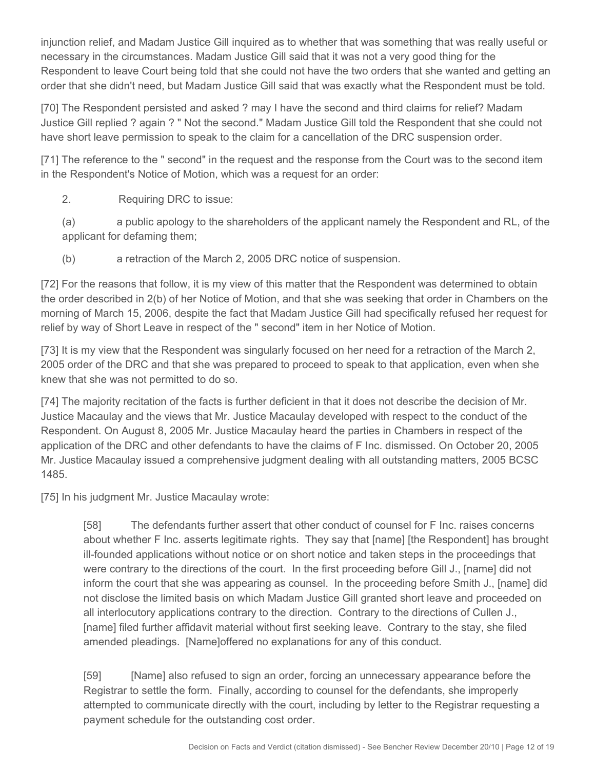injunction relief, and Madam Justice Gill inquired as to whether that was something that was really useful or necessary in the circumstances. Madam Justice Gill said that it was not a very good thing for the Respondent to leave Court being told that she could not have the two orders that she wanted and getting an order that she didn't need, but Madam Justice Gill said that was exactly what the Respondent must be told.

[70] The Respondent persisted and asked ? may I have the second and third claims for relief? Madam Justice Gill replied ? again ? " Not the second." Madam Justice Gill told the Respondent that she could not have short leave permission to speak to the claim for a cancellation of the DRC suspension order.

[71] The reference to the " second" in the request and the response from the Court was to the second item in the Respondent's Notice of Motion, which was a request for an order:

> 2. Requiring DRC to issue:
>
> (a) a public apology to the shareholders of the applicant namely the Respondent and RL, of the applicant for defaming them;
>
> (b) a retraction of the March 2, 2005 DRC notice of suspension.

[72] For the reasons that follow, it is my view of this matter that the Respondent was determined to obtain the order described in 2(b) of her Notice of Motion, and that she was seeking that order in Chambers on the morning of March 15, 2006, despite the fact that Madam Justice Gill had specifically refused her request for relief by way of Short Leave in respect of the " second" item in her Notice of Motion.

[73] It is my view that the Respondent was singularly focused on her need for a retraction of the March 2, 2005 order of the DRC and that she was prepared to proceed to speak to that application, even when she knew that she was not permitted to do so.

[74] The majority recitation of the facts is further deficient in that it does not describe the decision of Mr. Justice Macaulay and the views that Mr. Justice Macaulay developed with respect to the conduct of the Respondent. On August 8, 2005 Mr. Justice Macaulay heard the parties in Chambers in respect of the application of the DRC and other defendants to have the claims of F Inc. dismissed. On October 20, 2005 Mr. Justice Macaulay issued a comprehensive judgment dealing with all outstanding matters, 2005 BCSC 1485.

[75] In his judgment Mr. Justice Macaulay wrote:

> [58] The defendants further assert that other conduct of counsel for F Inc. raises concerns about whether F Inc. asserts legitimate rights. They say that [name] [the Respondent] has brought ill-founded applications without notice or on short notice and taken steps in the proceedings that were contrary to the directions of the court. In the first proceeding before Gill J., [name] did not inform the court that she was appearing as counsel. In the proceeding before Smith J., [name] did not disclose the limited basis on which Madam Justice Gill granted short leave and proceeded on all interlocutory applications contrary to the direction. Contrary to the directions of Cullen J., [name] filed further affidavit material without first seeking leave. Contrary to the stay, she filed amended pleadings. [Name]offered no explanations for any of this conduct.
>
> [59] [Name] also refused to sign an order, forcing an unnecessary appearance before the Registrar to settle the form. Finally, according to counsel for the defendants, she improperly attempted to communicate directly with the court, including by letter to the Registrar requesting a payment schedule for the outstanding cost order.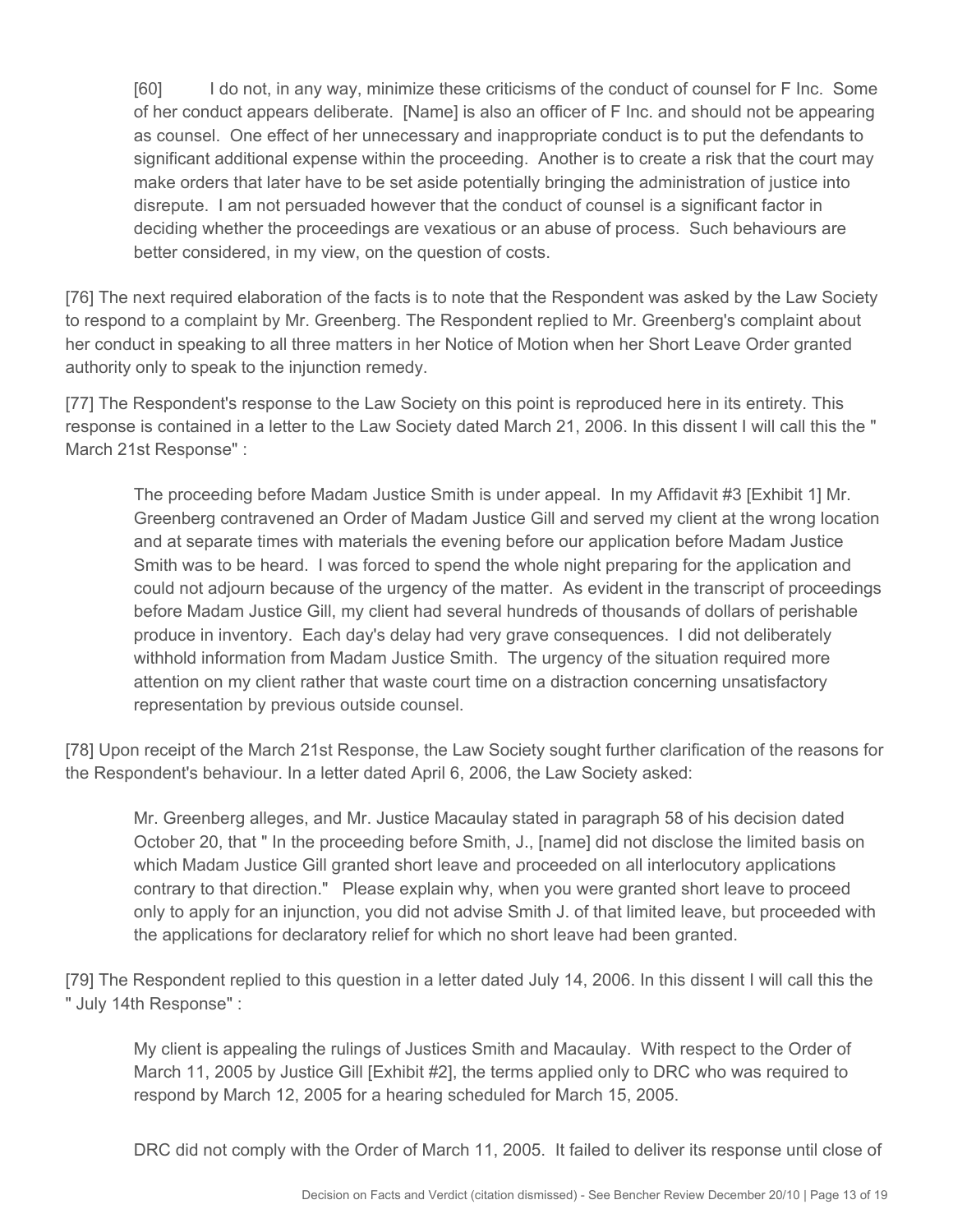> [60] I do not, in any way, minimize these criticisms of the conduct of counsel for F Inc. Some of her conduct appears deliberate. [Name] is also an officer of F Inc. and should not be appearing as counsel. One effect of her unnecessary and inappropriate conduct is to put the defendants to significant additional expense within the proceeding. Another is to create a risk that the court may make orders that later have to be set aside potentially bringing the administration of justice into disrepute. I am not persuaded however that the conduct of counsel is a significant factor in deciding whether the proceedings are vexatious or an abuse of process. Such behaviours are better considered, in my view, on the question of costs.

[76] The next required elaboration of the facts is to note that the Respondent was asked by the Law Society to respond to a complaint by Mr. Greenberg. The Respondent replied to Mr. Greenberg's complaint about her conduct in speaking to all three matters in her Notice of Motion when her Short Leave Order granted authority only to speak to the injunction remedy.

[77] The Respondent's response to the Law Society on this point is reproduced here in its entirety. This response is contained in a letter to the Law Society dated March 21, 2006. In this dissent I will call this the " March 21st Response" :

> The proceeding before Madam Justice Smith is under appeal. In my Affidavit #3 [Exhibit 1] Mr. Greenberg contravened an Order of Madam Justice Gill and served my client at the wrong location and at separate times with materials the evening before our application before Madam Justice Smith was to be heard. I was forced to spend the whole night preparing for the application and could not adjourn because of the urgency of the matter. As evident in the transcript of proceedings before Madam Justice Gill, my client had several hundreds of thousands of dollars of perishable produce in inventory. Each day's delay had very grave consequences. I did not deliberately withhold information from Madam Justice Smith. The urgency of the situation required more attention on my client rather that waste court time on a distraction concerning unsatisfactory representation by previous outside counsel.

[78] Upon receipt of the March 21st Response, the Law Society sought further clarification of the reasons for the Respondent's behaviour. In a letter dated April 6, 2006, the Law Society asked:

> Mr. Greenberg alleges, and Mr. Justice Macaulay stated in paragraph 58 of his decision dated October 20, that " In the proceeding before Smith, J., [name] did not disclose the limited basis on which Madam Justice Gill granted short leave and proceeded on all interlocutory applications contrary to that direction." Please explain why, when you were granted short leave to proceed only to apply for an injunction, you did not advise Smith J. of that limited leave, but proceeded with the applications for declaratory relief for which no short leave had been granted.

[79] The Respondent replied to this question in a letter dated July 14, 2006. In this dissent I will call this the " July 14th Response" :

> My client is appealing the rulings of Justices Smith and Macaulay. With respect to the Order of March 11, 2005 by Justice Gill [Exhibit #2], the terms applied only to DRC who was required to respond by March 12, 2005 for a hearing scheduled for March 15, 2005.
>
> DRC did not comply with the Order of March 11, 2005. It failed to deliver its response until close of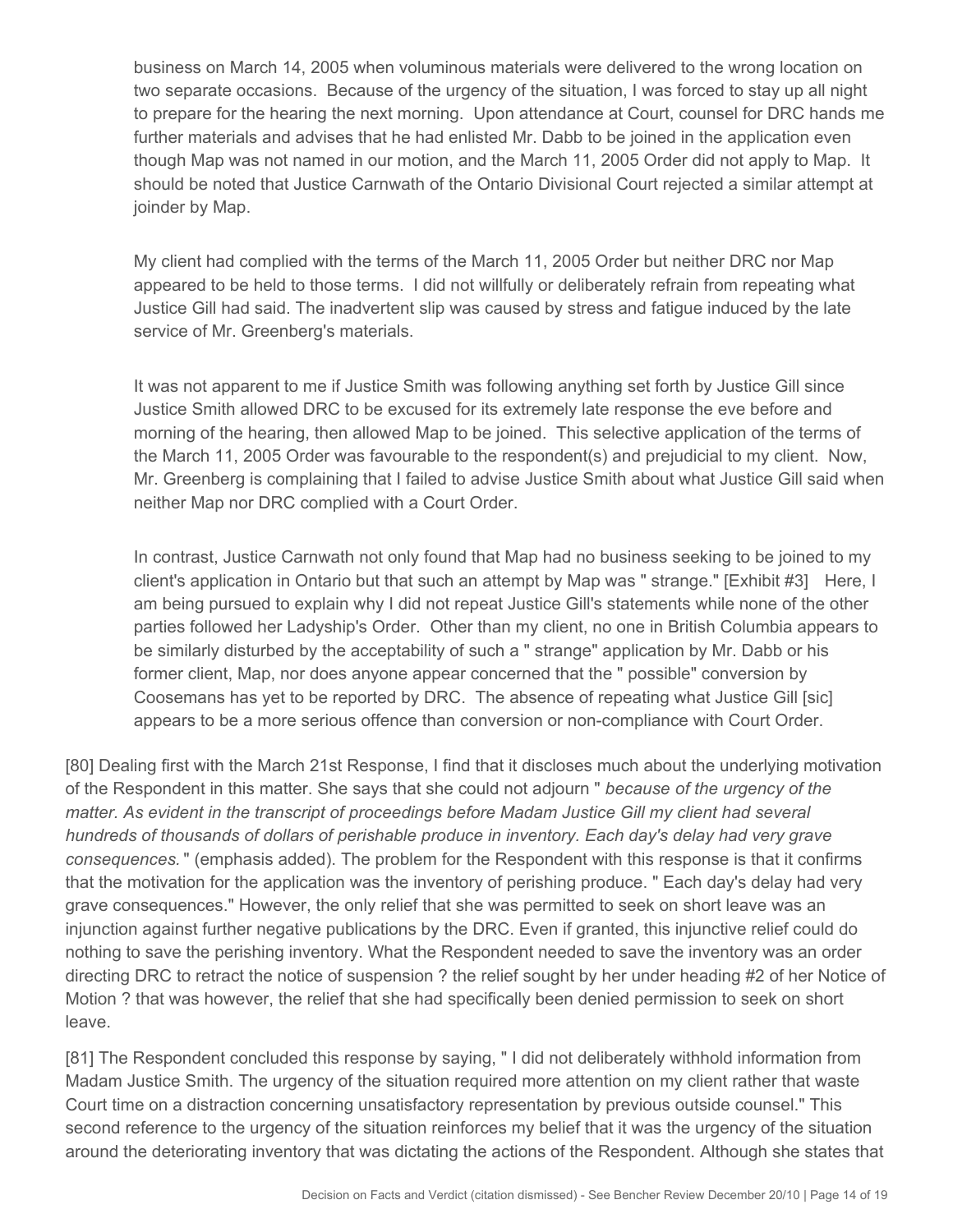> business on March 14, 2005 when voluminous materials were delivered to the wrong location on two separate occasions. Because of the urgency of the situation, I was forced to stay up all night to prepare for the hearing the next morning. Upon attendance at Court, counsel for DRC hands me further materials and advises that he had enlisted Mr. Dabb to be joined in the application even though Map was not named in our motion, and the March 11, 2005 Order did not apply to Map. It should be noted that Justice Carnwath of the Ontario Divisional Court rejected a similar attempt at joinder by Map.
>
> My client had complied with the terms of the March 11, 2005 Order but neither DRC nor Map appeared to be held to those terms. I did not willfully or deliberately refrain from repeating what Justice Gill had said. The inadvertent slip was caused by stress and fatigue induced by the late service of Mr. Greenberg's materials.
>
> It was not apparent to me if Justice Smith was following anything set forth by Justice Gill since Justice Smith allowed DRC to be excused for its extremely late response the eve before and morning of the hearing, then allowed Map to be joined. This selective application of the terms of the March 11, 2005 Order was favourable to the respondent(s) and prejudicial to my client. Now, Mr. Greenberg is complaining that I failed to advise Justice Smith about what Justice Gill said when neither Map nor DRC complied with a Court Order.
>
> In contrast, Justice Carnwath not only found that Map had no business seeking to be joined to my client's application in Ontario but that such an attempt by Map was " strange." [Exhibit #3] Here, I am being pursued to explain why I did not repeat Justice Gill's statements while none of the other parties followed her Ladyship's Order. Other than my client, no one in British Columbia appears to be similarly disturbed by the acceptability of such a " strange" application by Mr. Dabb or his former client, Map, nor does anyone appear concerned that the " possible" conversion by Coosemans has yet to be reported by DRC. The absence of repeating what Justice Gill [sic] appears to be a more serious offence than conversion or non-compliance with Court Order.

[80] Dealing first with the March 21st Response, I find that it discloses much about the underlying motivation of the Respondent in this matter. She says that she could not adjourn " *because of the urgency of the matter. As evident in the transcript of proceedings before Madam Justice Gill my client had several hundreds of thousands of dollars of perishable produce in inventory. Each day's delay had very grave consequences.* " (emphasis added). The problem for the Respondent with this response is that it confirms that the motivation for the application was the inventory of perishing produce. " Each day's delay had very grave consequences." However, the only relief that she was permitted to seek on short leave was an injunction against further negative publications by the DRC. Even if granted, this injunctive relief could do nothing to save the perishing inventory. What the Respondent needed to save the inventory was an order directing DRC to retract the notice of suspension ? the relief sought by her under heading #2 of her Notice of Motion ? that was however, the relief that she had specifically been denied permission to seek on short leave.

[81] The Respondent concluded this response by saying, " I did not deliberately withhold information from Madam Justice Smith. The urgency of the situation required more attention on my client rather that waste Court time on a distraction concerning unsatisfactory representation by previous outside counsel." This second reference to the urgency of the situation reinforces my belief that it was the urgency of the situation around the deteriorating inventory that was dictating the actions of the Respondent. Although she states that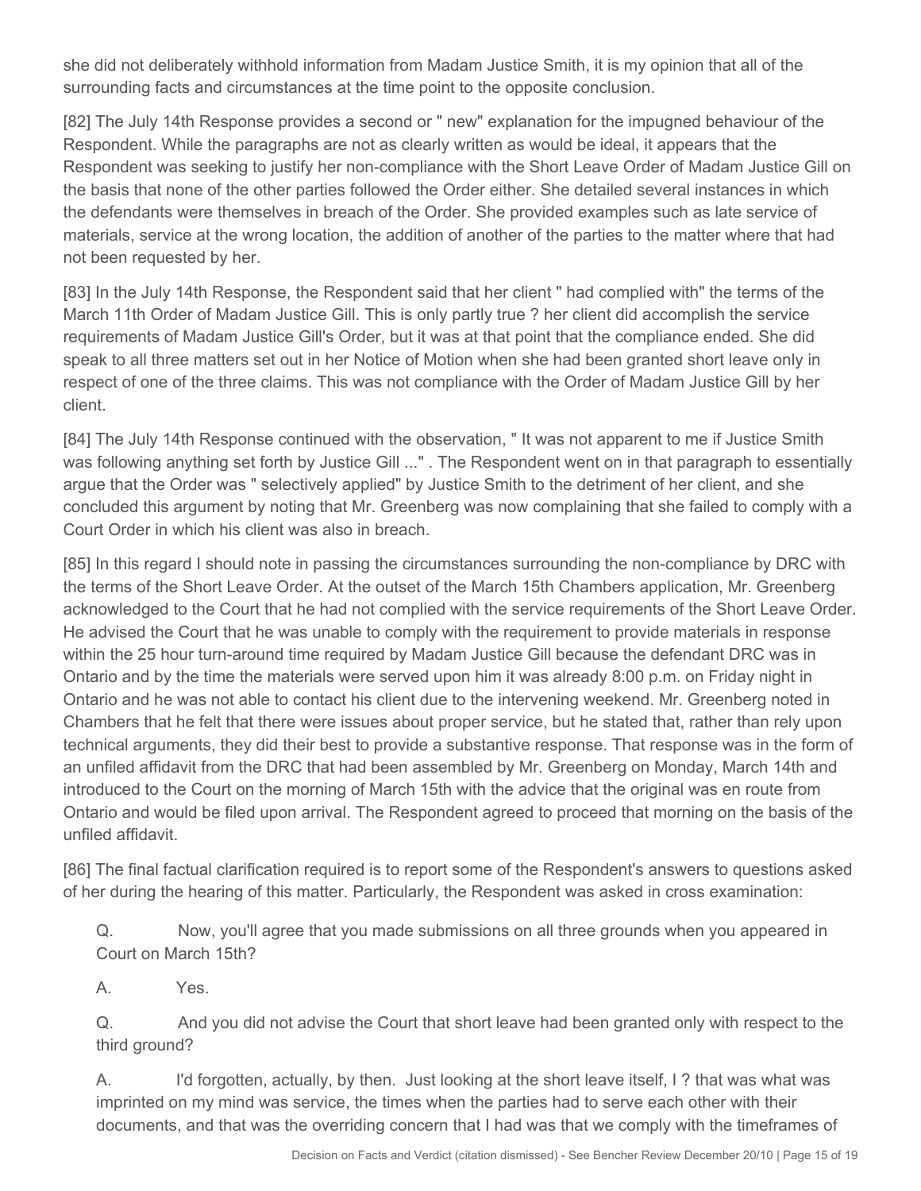she did not deliberately withhold information from Madam Justice Smith, it is my opinion that all of the surrounding facts and circumstances at the time point to the opposite conclusion.

[82] The July 14th Response provides a second or " new" explanation for the impugned behaviour of the Respondent. While the paragraphs are not as clearly written as would be ideal, it appears that the Respondent was seeking to justify her non-compliance with the Short Leave Order of Madam Justice Gill on the basis that none of the other parties followed the Order either. She detailed several instances in which the defendants were themselves in breach of the Order. She provided examples such as late service of materials, service at the wrong location, the addition of another of the parties to the matter where that had not been requested by her.

[83] In the July 14th Response, the Respondent said that her client " had complied with" the terms of the March 11th Order of Madam Justice Gill. This is only partly true ? her client did accomplish the service requirements of Madam Justice Gill's Order, but it was at that point that the compliance ended. She did speak to all three matters set out in her Notice of Motion when she had been granted short leave only in respect of one of the three claims. This was not compliance with the Order of Madam Justice Gill by her client.

[84] The July 14th Response continued with the observation, " It was not apparent to me if Justice Smith was following anything set forth by Justice Gill ..." . The Respondent went on in that paragraph to essentially argue that the Order was " selectively applied" by Justice Smith to the detriment of her client, and she concluded this argument by noting that Mr. Greenberg was now complaining that she failed to comply with a Court Order in which his client was also in breach.

[85] In this regard I should note in passing the circumstances surrounding the non-compliance by DRC with the terms of the Short Leave Order. At the outset of the March 15th Chambers application, Mr. Greenberg acknowledged to the Court that he had not complied with the service requirements of the Short Leave Order. He advised the Court that he was unable to comply with the requirement to provide materials in response within the 25 hour turn-around time required by Madam Justice Gill because the defendant DRC was in Ontario and by the time the materials were served upon him it was already 8:00 p.m. on Friday night in Ontario and he was not able to contact his client due to the intervening weekend. Mr. Greenberg noted in Chambers that he felt that there were issues about proper service, but he stated that, rather than rely upon technical arguments, they did their best to provide a substantive response. That response was in the form of an unfiled affidavit from the DRC that had been assembled by Mr. Greenberg on Monday, March 14th and introduced to the Court on the morning of March 15th with the advice that the original was en route from Ontario and would be filed upon arrival. The Respondent agreed to proceed that morning on the basis of the unfiled affidavit.

[86] The final factual clarification required is to report some of the Respondent's answers to questions asked of her during the hearing of this matter. Particularly, the Respondent was asked in cross examination:

> Q. Now, you'll agree that you made submissions on all three grounds when you appeared in Court on March 15th?
>
> A. Yes.
>
> Q. And you did not advise the Court that short leave had been granted only with respect to the third ground?
>
> A. I'd forgotten, actually, by then. Just looking at the short leave itself, I ? that was what was imprinted on my mind was service, the times when the parties had to serve each other with their documents, and that was the overriding concern that I had was that we comply with the timeframes of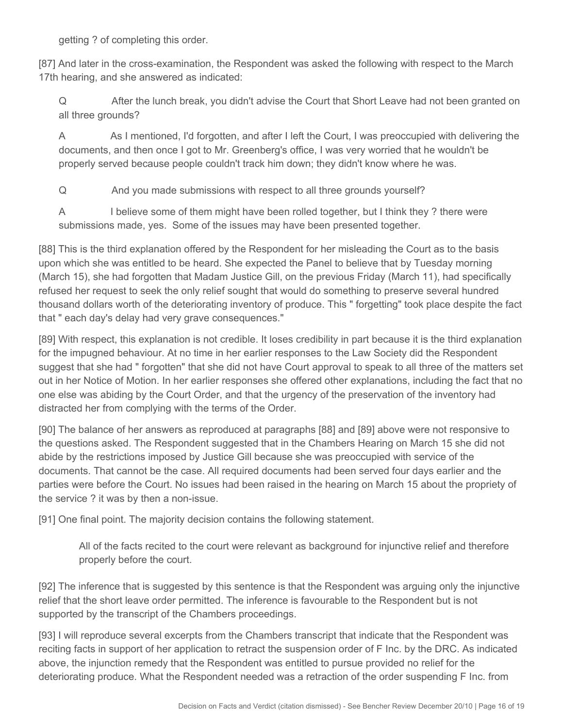getting ? of completing this order.

[87] And later in the cross-examination, the Respondent was asked the following with respect to the March 17th hearing, and she answered as indicated:

> Q After the lunch break, you didn't advise the Court that Short Leave had not been granted on all three grounds?
>
> A As I mentioned, I'd forgotten, and after I left the Court, I was preoccupied with delivering the documents, and then once I got to Mr. Greenberg's office, I was very worried that he wouldn't be properly served because people couldn't track him down; they didn't know where he was.
>
> Q And you made submissions with respect to all three grounds yourself?
>
> A I believe some of them might have been rolled together, but I think they ? there were submissions made, yes. Some of the issues may have been presented together.

[88] This is the third explanation offered by the Respondent for her misleading the Court as to the basis upon which she was entitled to be heard. She expected the Panel to believe that by Tuesday morning (March 15), she had forgotten that Madam Justice Gill, on the previous Friday (March 11), had specifically refused her request to seek the only relief sought that would do something to preserve several hundred thousand dollars worth of the deteriorating inventory of produce. This " forgetting" took place despite the fact that " each day's delay had very grave consequences."

[89] With respect, this explanation is not credible. It loses credibility in part because it is the third explanation for the impugned behaviour. At no time in her earlier responses to the Law Society did the Respondent suggest that she had " forgotten" that she did not have Court approval to speak to all three of the matters set out in her Notice of Motion. In her earlier responses she offered other explanations, including the fact that no one else was abiding by the Court Order, and that the urgency of the preservation of the inventory had distracted her from complying with the terms of the Order.

[90] The balance of her answers as reproduced at paragraphs [88] and [89] above were not responsive to the questions asked. The Respondent suggested that in the Chambers Hearing on March 15 she did not abide by the restrictions imposed by Justice Gill because she was preoccupied with service of the documents. That cannot be the case. All required documents had been served four days earlier and the parties were before the Court. No issues had been raised in the hearing on March 15 about the propriety of the service ? it was by then a non-issue.

[91] One final point. The majority decision contains the following statement.

> All of the facts recited to the court were relevant as background for injunctive relief and therefore properly before the court.

[92] The inference that is suggested by this sentence is that the Respondent was arguing only the injunctive relief that the short leave order permitted. The inference is favourable to the Respondent but is not supported by the transcript of the Chambers proceedings.

[93] I will reproduce several excerpts from the Chambers transcript that indicate that the Respondent was reciting facts in support of her application to retract the suspension order of F Inc. by the DRC. As indicated above, the injunction remedy that the Respondent was entitled to pursue provided no relief for the deteriorating produce. What the Respondent needed was a retraction of the order suspending F Inc. from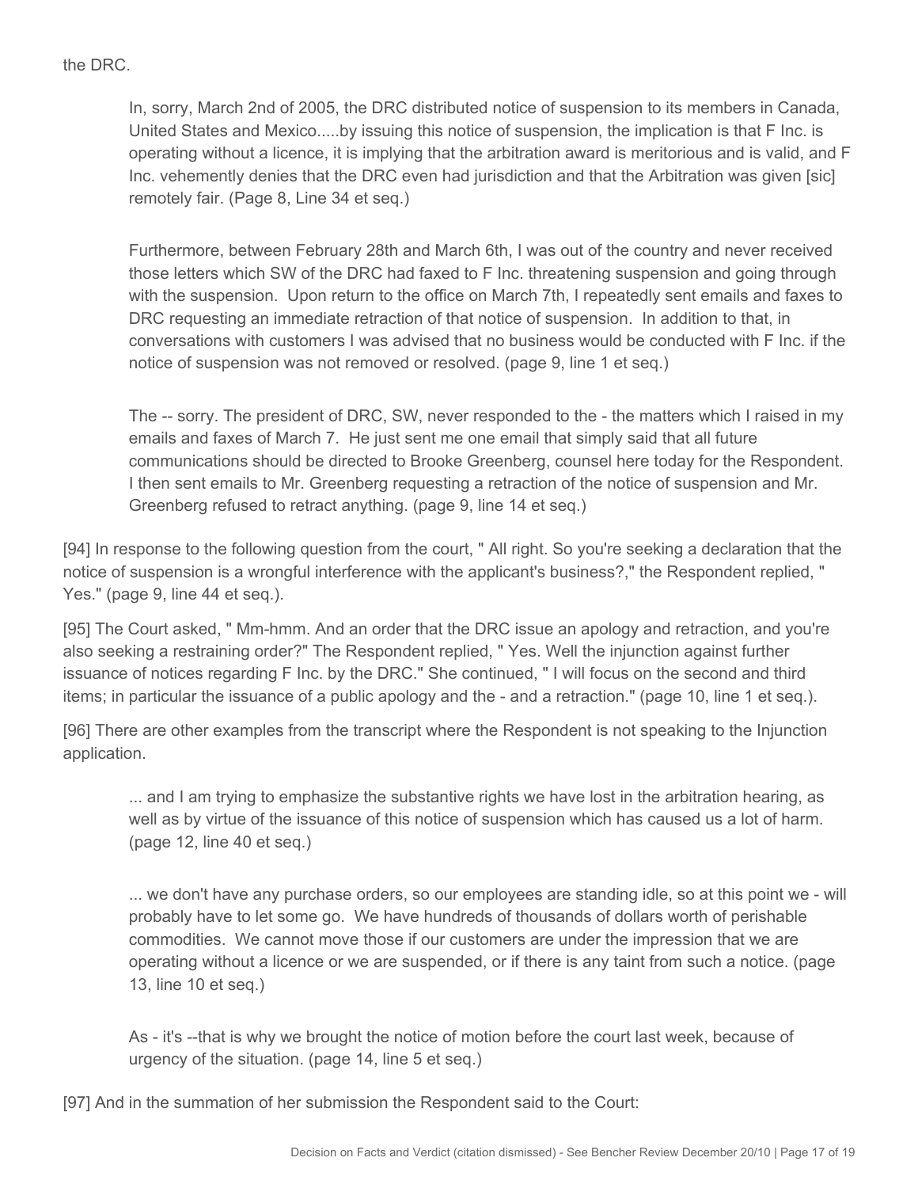the DRC.

> In, sorry, March 2nd of 2005, the DRC distributed notice of suspension to its members in Canada, United States and Mexico.....by issuing this notice of suspension, the implication is that F Inc. is operating without a licence, it is implying that the arbitration award is meritorious and is valid, and F Inc. vehemently denies that the DRC even had jurisdiction and that the Arbitration was given [sic] remotely fair. (Page 8, Line 34 et seq.)
>
> Furthermore, between February 28th and March 6th, I was out of the country and never received those letters which SW of the DRC had faxed to F Inc. threatening suspension and going through with the suspension. Upon return to the office on March 7th, I repeatedly sent emails and faxes to DRC requesting an immediate retraction of that notice of suspension. In addition to that, in conversations with customers I was advised that no business would be conducted with F Inc. if the notice of suspension was not removed or resolved. (page 9, line 1 et seq.)
>
> The -- sorry. The president of DRC, SW, never responded to the - the matters which I raised in my emails and faxes of March 7. He just sent me one email that simply said that all future communications should be directed to Brooke Greenberg, counsel here today for the Respondent. I then sent emails to Mr. Greenberg requesting a retraction of the notice of suspension and Mr. Greenberg refused to retract anything. (page 9, line 14 et seq.)

[94] In response to the following question from the court, " All right. So you're seeking a declaration that the notice of suspension is a wrongful interference with the applicant's business?," the Respondent replied, " Yes." (page 9, line 44 et seq.).

[95] The Court asked, " Mm-hmm. And an order that the DRC issue an apology and retraction, and you're also seeking a restraining order?" The Respondent replied, " Yes. Well the injunction against further issuance of notices regarding F Inc. by the DRC." She continued, " I will focus on the second and third items; in particular the issuance of a public apology and the - and a retraction." (page 10, line 1 et seq.).

[96] There are other examples from the transcript where the Respondent is not speaking to the Injunction application.

> ... and I am trying to emphasize the substantive rights we have lost in the arbitration hearing, as well as by virtue of the issuance of this notice of suspension which has caused us a lot of harm. (page 12, line 40 et seq.)
>
> ... we don't have any purchase orders, so our employees are standing idle, so at this point we - will probably have to let some go. We have hundreds of thousands of dollars worth of perishable commodities. We cannot move those if our customers are under the impression that we are operating without a licence or we are suspended, or if there is any taint from such a notice. (page 13, line 10 et seq.)
>
> As - it's --that is why we brought the notice of motion before the court last week, because of urgency of the situation. (page 14, line 5 et seq.)

[97] And in the summation of her submission the Respondent said to the Court: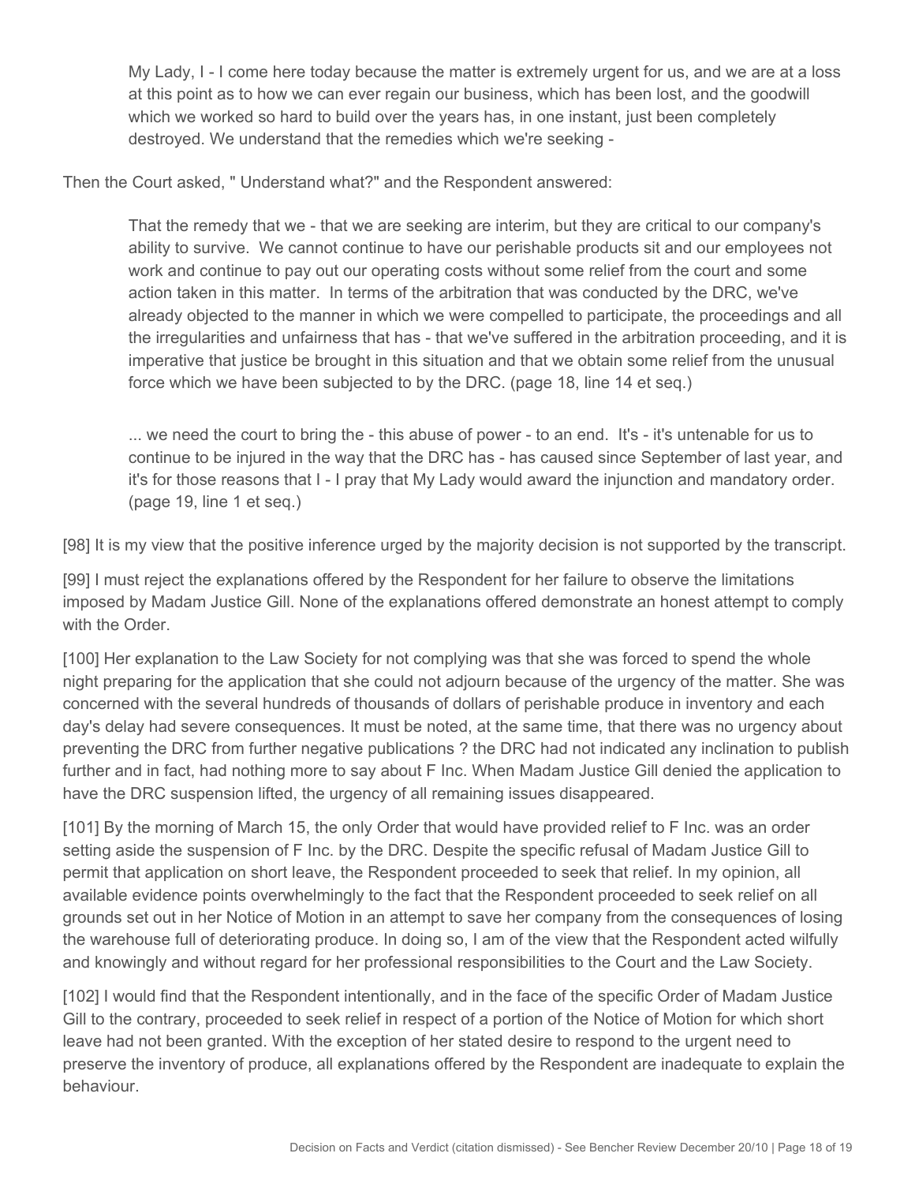> My Lady, I - I come here today because the matter is extremely urgent for us, and we are at a loss at this point as to how we can ever regain our business, which has been lost, and the goodwill which we worked so hard to build over the years has, in one instant, just been completely destroyed. We understand that the remedies which we're seeking -

Then the Court asked, " Understand what?" and the Respondent answered:

> That the remedy that we - that we are seeking are interim, but they are critical to our company's ability to survive. We cannot continue to have our perishable products sit and our employees not work and continue to pay out our operating costs without some relief from the court and some action taken in this matter. In terms of the arbitration that was conducted by the DRC, we've already objected to the manner in which we were compelled to participate, the proceedings and all the irregularities and unfairness that has - that we've suffered in the arbitration proceeding, and it is imperative that justice be brought in this situation and that we obtain some relief from the unusual force which we have been subjected to by the DRC. (page 18, line 14 et seq.)
>
> ... we need the court to bring the - this abuse of power - to an end. It's - it's untenable for us to continue to be injured in the way that the DRC has - has caused since September of last year, and it's for those reasons that I - I pray that My Lady would award the injunction and mandatory order. (page 19, line 1 et seq.)

[98] It is my view that the positive inference urged by the majority decision is not supported by the transcript.

[99] I must reject the explanations offered by the Respondent for her failure to observe the limitations imposed by Madam Justice Gill. None of the explanations offered demonstrate an honest attempt to comply with the Order.

[100] Her explanation to the Law Society for not complying was that she was forced to spend the whole night preparing for the application that she could not adjourn because of the urgency of the matter. She was concerned with the several hundreds of thousands of dollars of perishable produce in inventory and each day's delay had severe consequences. It must be noted, at the same time, that there was no urgency about preventing the DRC from further negative publications ? the DRC had not indicated any inclination to publish further and in fact, had nothing more to say about F Inc. When Madam Justice Gill denied the application to have the DRC suspension lifted, the urgency of all remaining issues disappeared.

[101] By the morning of March 15, the only Order that would have provided relief to F Inc. was an order setting aside the suspension of F Inc. by the DRC. Despite the specific refusal of Madam Justice Gill to permit that application on short leave, the Respondent proceeded to seek that relief. In my opinion, all available evidence points overwhelmingly to the fact that the Respondent proceeded to seek relief on all grounds set out in her Notice of Motion in an attempt to save her company from the consequences of losing the warehouse full of deteriorating produce. In doing so, I am of the view that the Respondent acted wilfully and knowingly and without regard for her professional responsibilities to the Court and the Law Society.

[102] I would find that the Respondent intentionally, and in the face of the specific Order of Madam Justice Gill to the contrary, proceeded to seek relief in respect of a portion of the Notice of Motion for which short leave had not been granted. With the exception of her stated desire to respond to the urgent need to preserve the inventory of produce, all explanations offered by the Respondent are inadequate to explain the behaviour.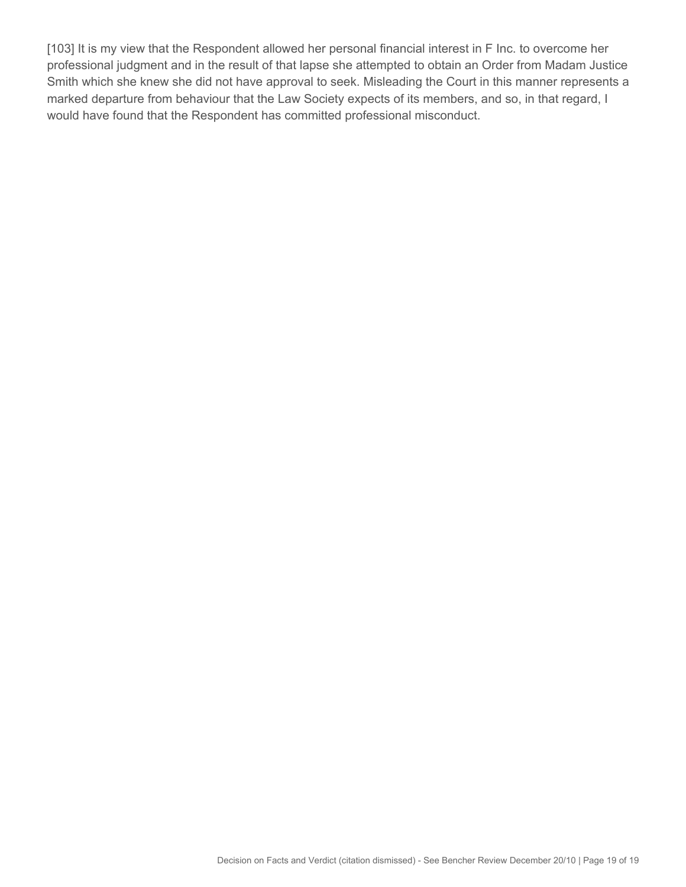[103] It is my view that the Respondent allowed her personal financial interest in F Inc. to overcome her professional judgment and in the result of that lapse she attempted to obtain an Order from Madam Justice Smith which she knew she did not have approval to seek. Misleading the Court in this manner represents a marked departure from behaviour that the Law Society expects of its members, and so, in that regard, I would have found that the Respondent has committed professional misconduct.